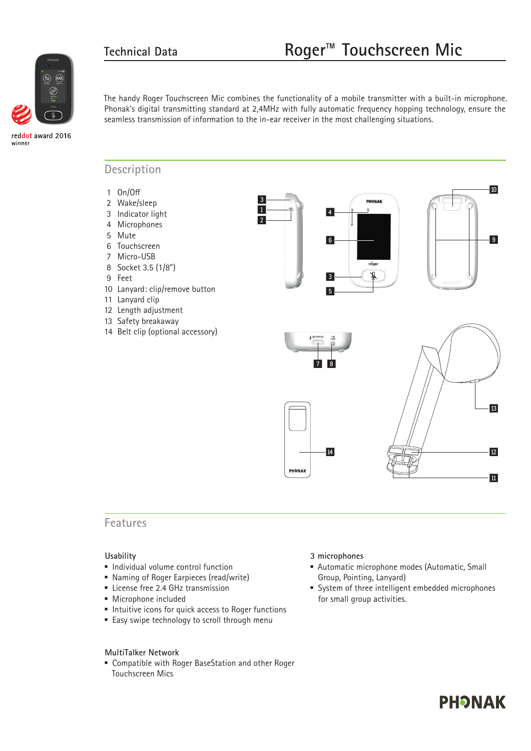reddot award 2016
winner

## Technical Data

# Roger™ Touchscreen Mic

The handy Roger Touchscreen Mic combines the functionality of a mobile transmitter with a built-in microphone. Phonak's digital transmitting standard at 2,4MHz with fully automatic frequency hopping technology, ensure the seamless transmission of information to the in-ear receiver in the most challenging situations.

## Description

1 On/Off
2 Wake/sleep
3 Indicator light
4 Microphones
5 Mute
6 Touchscreen
7 Micro-USB
8 Socket 3.5 (1/8")
9 Feet
10 Lanyard: clip/remove button
11 Lanyard clip
12 Length adjustment
13 Safety breakaway
14 Belt clip (optional accessory)

## Features

### Usability

- Individual volume control function
- Naming of Roger Earpieces (read/write)
- License free 2.4 GHz transmission
- Microphone included
- Intuitive icons for quick access to Roger functions
- Easy swipe technology to scroll through menu

### MultiTalker Network

- Compatible with Roger BaseStation and other Roger Touchscreen Mics

### 3 microphones

- Automatic microphone modes (Automatic, Small Group, Pointing, Lanyard)
- System of three intelligent embedded microphones for small group activities.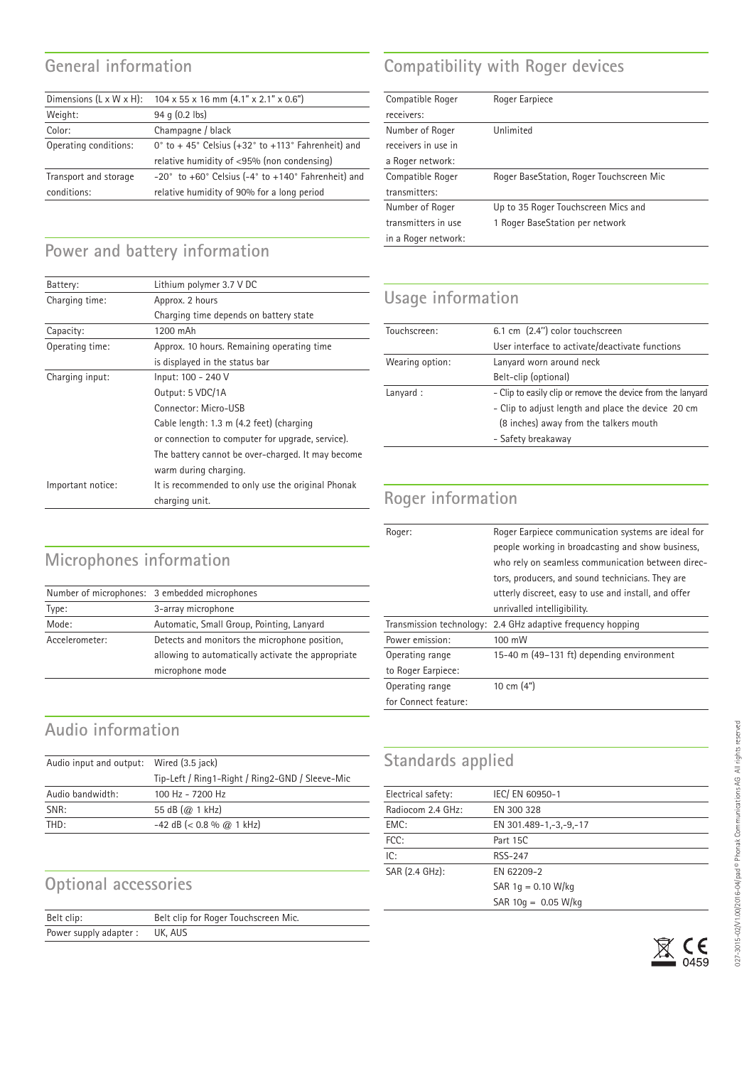## General information

| | |
|---|---|
| Dimensions (L x W x H): | 104 x 55 x 16 mm (4.1" x 2.1" x 0.6") |
| Weight: | 94 g (0.2 lbs) |
| Color: | Champagne / black |
| Operating conditions: | 0° to + 45° Celsius (+32° to +113° Fahrenheit) and relative humidity of <95% (non condensing) |
| Transport and storage conditions: | -20° to +60° Celsius (-4° to +140° Fahrenheit) and relative humidity of 90% for a long period |

## Power and battery information

| | |
|---|---|
| Battery: | Lithium polymer 3.7 V DC |
| Charging time: | Approx. 2 hours<br>Charging time depends on battery state |
| Capacity: | 1200 mAh |
| Operating time: | Approx. 10 hours. Remaining operating time is displayed in the status bar |
| Charging input: | Input: 100 - 240 V<br>Output: 5 VDC/1A<br>Connector: Micro-USB<br>Cable length: 1.3 m (4.2 feet) (charging or connection to computer for upgrade, service).<br>The battery cannot be over-charged. It may become warm during charging. |
| Important notice: | It is recommended to only use the original Phonak charging unit. |

## Microphones information

| | |
|---|---|
| Number of microphones: | 3 embedded microphones |
| Type: | 3-array microphone |
| Mode: | Automatic, Small Group, Pointing, Lanyard |
| Accelerometer: | Detects and monitors the microphone position, allowing to automatically activate the appropriate microphone mode |

## Audio information

| | |
|---|---|
| Audio input and output: | Wired (3.5 jack)<br>Tip-Left / Ring1-Right / Ring2-GND / Sleeve-Mic |
| Audio bandwidth: | 100 Hz - 7200 Hz |
| SNR: | 55 dB (@ 1 kHz) |
| THD: | -42 dB (< 0.8 % @ 1 kHz) |

## Optional accessories

| | |
|---|---|
| Belt clip: | Belt clip for Roger Touchscreen Mic. |
| Power supply adapter : | UK, AUS |

## Compatibility with Roger devices

| | |
|---|---|
| Compatible Roger receivers: | Roger Earpiece |
| Number of Roger receivers in use in a Roger network: | Unlimited |
| Compatible Roger transmitters: | Roger BaseStation, Roger Touchscreen Mic |
| Number of Roger transmitters in use in a Roger network: | Up to 35 Roger Touchscreen Mics and 1 Roger BaseStation per network |

## Usage information

| | |
|---|---|
| Touchscreen: | 6.1 cm (2.4") color touchscreen<br>User interface to activate/deactivate functions |
| Wearing option: | Lanyard worn around neck<br>Belt-clip (optional) |
| Lanyard : | - Clip to easily clip or remove the device from the lanyard<br>- Clip to adjust length and place the device 20 cm (8 inches) away from the talkers mouth<br>- Safety breakaway |

## Roger information

| | |
|---|---|
| Roger: | Roger Earpiece communication systems are ideal for people working in broadcasting and show business, who rely on seamless communication between directors, producers, and sound technicians. They are utterly discreet, easy to use and install, and offer unrivalled intelligibility. |
| Transmission technology: | 2.4 GHz adaptive frequency hopping |
| Power emission: | 100 mW |
| Operating range to Roger Earpiece: | 15-40 m (49-131 ft) depending environment |
| Operating range for Connect feature: | 10 cm (4") |

## Standards applied

| | |
|---|---|
| Electrical safety: | IEC/ EN 60950-1 |
| Radiocom 2.4 GHz: | EN 300 328 |
| EMC: | EN 301.489-1,-3,-9,-17 |
| FCC: | Part 15C |
| IC: | RSS-247 |
| SAR (2.4 GHz): | EN 62209-2<br>SAR 1g = 0.10 W/kg<br>SAR 10g = 0.05 W/kg |

CE 0459

027-3015-02/V1.00/2016-04/pad © Phonak Communications AG All rights reserved